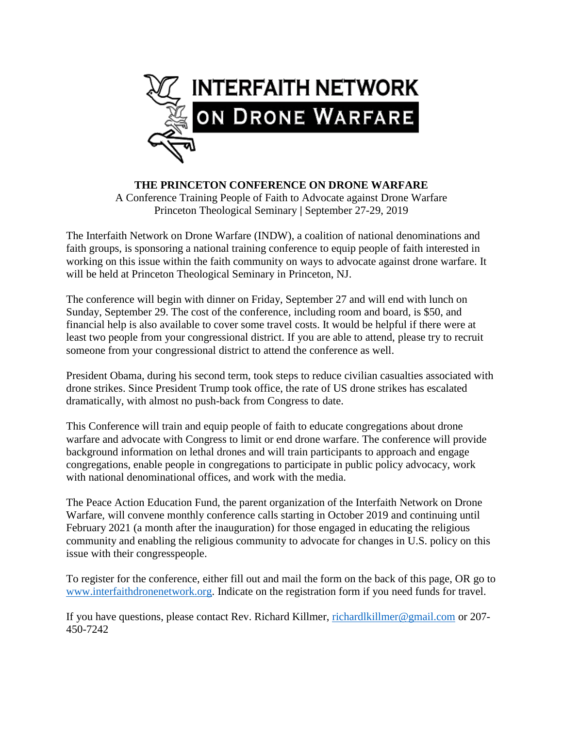# INTERFAITH NETWORK ON DRONE WARFARE

**THE PRINCETON CONFERENCE ON DRONE WARFARE**
A Conference Training People of Faith to Advocate against Drone Warfare
Princeton Theological Seminary | September 27-29, 2019

The Interfaith Network on Drone Warfare (INDW), a coalition of national denominations and faith groups, is sponsoring a national training conference to equip people of faith interested in working on this issue within the faith community on ways to advocate against drone warfare. It will be held at Princeton Theological Seminary in Princeton, NJ.

The conference will begin with dinner on Friday, September 27 and will end with lunch on Sunday, September 29. The cost of the conference, including room and board, is $50, and financial help is also available to cover some travel costs. It would be helpful if there were at least two people from your congressional district. If you are able to attend, please try to recruit someone from your congressional district to attend the conference as well.

President Obama, during his second term, took steps to reduce civilian casualties associated with drone strikes. Since President Trump took office, the rate of US drone strikes has escalated dramatically, with almost no push-back from Congress to date.

This Conference will train and equip people of faith to educate congregations about drone warfare and advocate with Congress to limit or end drone warfare. The conference will provide background information on lethal drones and will train participants to approach and engage congregations, enable people in congregations to participate in public policy advocacy, work with national denominational offices, and work with the media.

The Peace Action Education Fund, the parent organization of the Interfaith Network on Drone Warfare, will convene monthly conference calls starting in October 2019 and continuing until February 2021 (a month after the inauguration) for those engaged in educating the religious community and enabling the religious community to advocate for changes in U.S. policy on this issue with their congresspeople.

To register for the conference, either fill out and mail the form on the back of this page, OR go to www.interfaithdronenetwork.org. Indicate on the registration form if you need funds for travel.

If you have questions, please contact Rev. Richard Killmer, richardlkillmer@gmail.com or 207-450-7242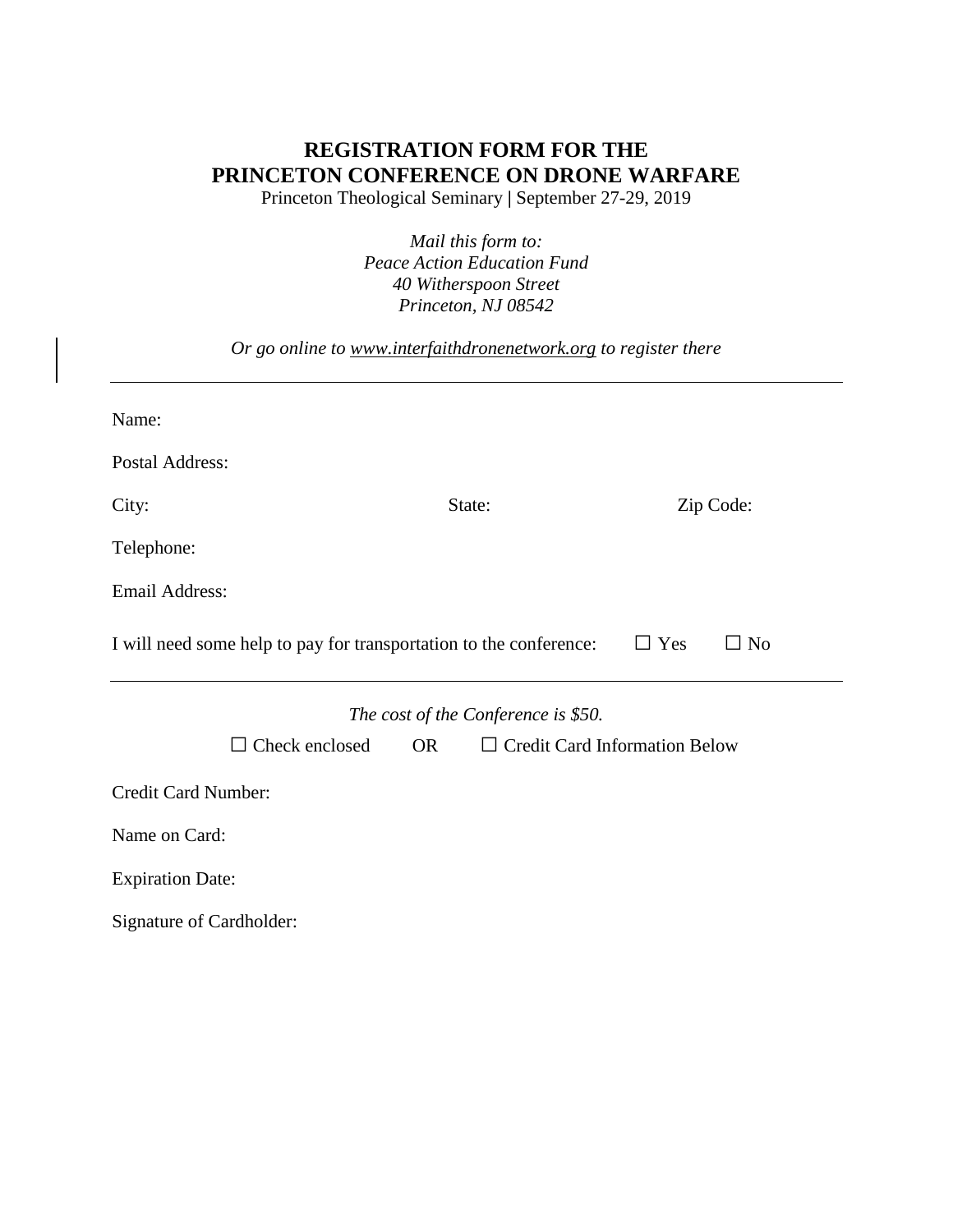# REGISTRATION FORM FOR THE PRINCETON CONFERENCE ON DRONE WARFARE

Princeton Theological Seminary | September 27-29, 2019

*Mail this form to:*
*Peace Action Education Fund*
*40 Witherspoon Street*
*Princeton, NJ 08542*

*Or go online to www.interfaithdronenetwork.org to register there*

---

Name:

Postal Address:

City: State: Zip Code:

Telephone:

Email Address:

I will need some help to pay for transportation to the conference: ☐ Yes ☐ No

---

*The cost of the Conference is $50.*

☐ Check enclosed OR ☐ Credit Card Information Below

Credit Card Number:

Name on Card:

Expiration Date:

Signature of Cardholder: